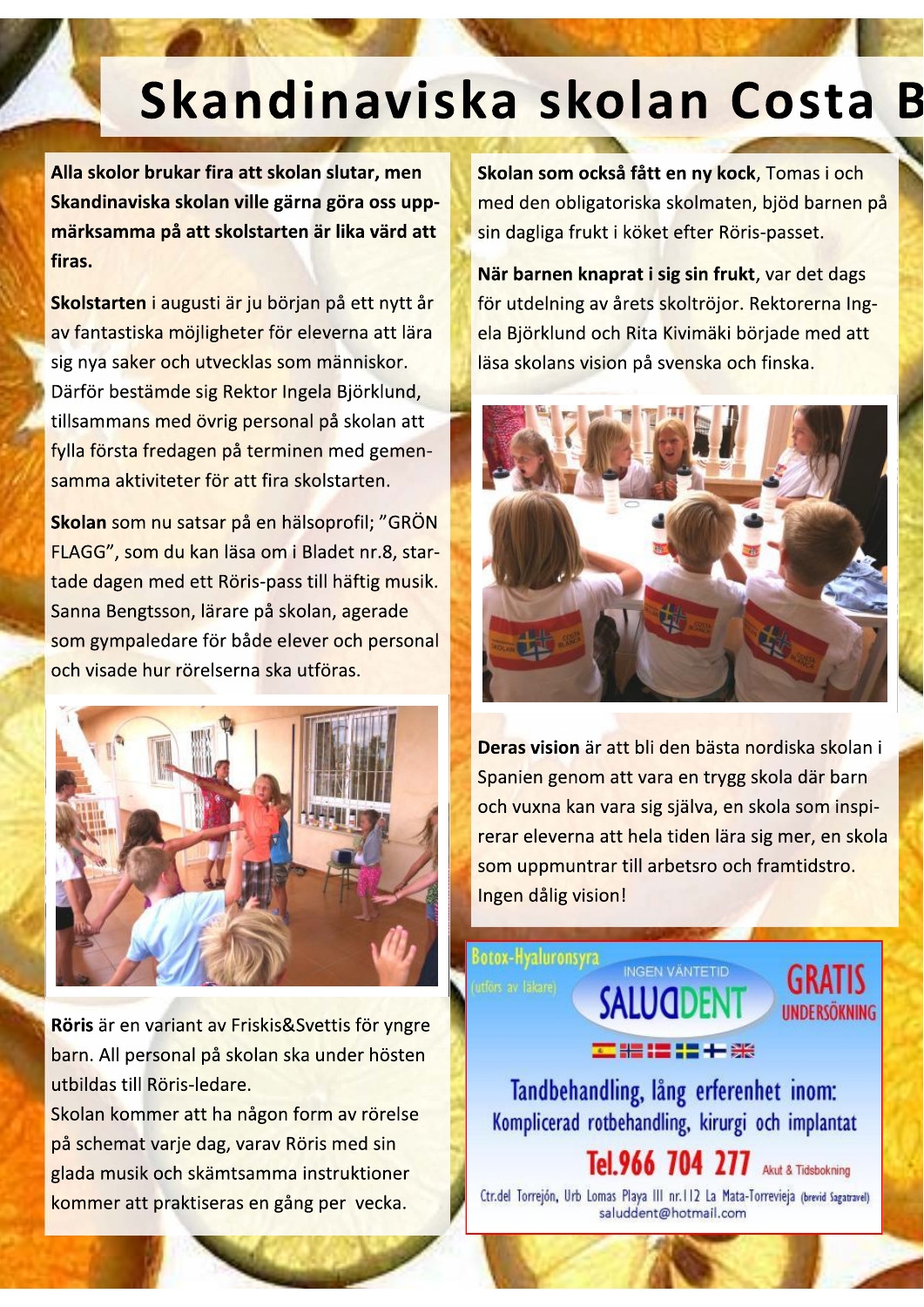# Skandinaviska skolan Costa B

**Alla skolor brukar fira att skolan slutar, men Skandinaviska skolan ville gärna göra oss uppmärksamma på att skolstarten är lika värd att firas.**

**Skolstarten** i augusti är ju början på ett nytt år av fantastiska möjligheter för eleverna att lära sig nya saker och utvecklas som människor. Därför bestämde sig Rektor Ingela Björklund, tillsammans med övrig personal på skolan att fylla första fredagen på terminen med gemensamma aktiviteter för att fira skolstarten.

**Skolan** som nu satsar på en hälsoprofil; ”GRÖN FLAGG”, som du kan läsa om i Bladet nr.8, startade dagen med ett Röris-pass till häftig musik. Sanna Bengtsson, lärare på skolan, agerade som gympaledare för både elever och personal och visade hur rörelserna ska utföras.

**Röris** är en variant av Friskis&Svettis för yngre barn. All personal på skolan ska under hösten utbildas till Röris-ledare.
Skolan kommer att ha någon form av rörelse på schemat varje dag, varav Röris med sin glada musik och skämtsamma instruktioner kommer att praktiseras en gång per vecka.

**Skolan som också fått en ny kock**, Tomas i och med den obligatoriska skolmaten, bjöd barnen på sin dagliga frukt i köket efter Röris-passet.

**När barnen knaprat i sig sin frukt**, var det dags för utdelning av årets skoltröjor. Rektorerna Ingela Björklund och Rita Kivimäki började med att läsa skolans vision på svenska och finska.

**Deras vision** är att bli den bästa nordiska skolan i Spanien genom att vara en trygg skola där barn och vuxna kan vara sig själva, en skola som inspirerar eleverna att hela tiden lära sig mer, en skola som uppmuntrar till arbetsro och framtidstro. Ingen dålig vision!

Botox-Hyaluronsyra (utförs av läkare)
INGEN VÄNTETID
SALUDDENT
GRATIS UNDERSÖKNING
Tandbehandling, lång erferenhet inom:
Komplicerad rotbehandling, kirurgi och implantat
Tel.966 704 277 Akut & Tidsbokning
Ctr.del Torrejón, Urb Lomas Playa III nr.112 La Mata-Torrevieja (brevid Sagatravel)
saluddent@hotmail.com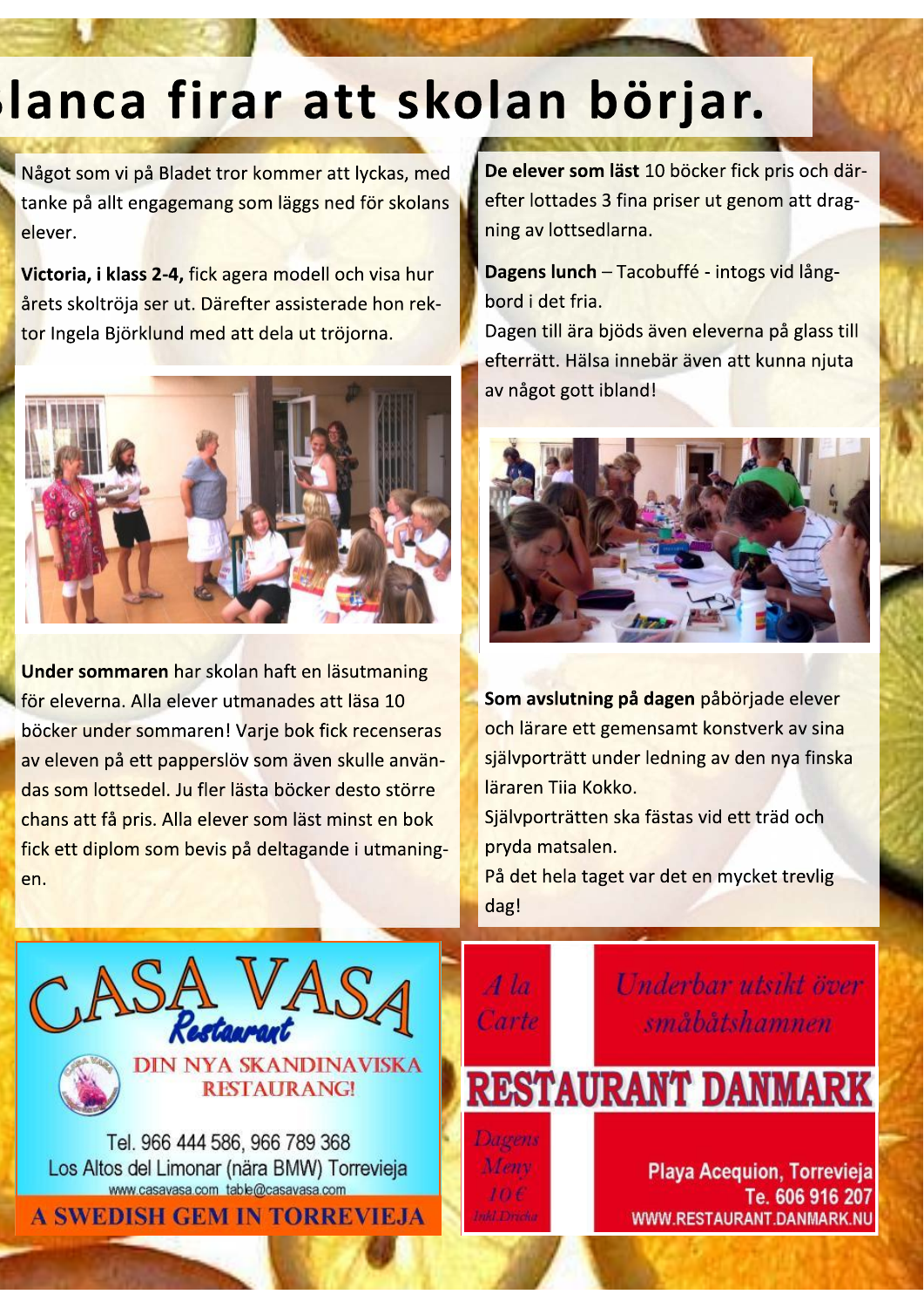# lanca firar att skolan börjar.

Något som vi på Bladet tror kommer att lyckas, med tanke på allt engagemang som läggs ned för skolans elever.

**Victoria, i klass 2-4,** fick agera modell och visa hur årets skoltröja ser ut. Därefter assisterade hon rektor Ingela Björklund med att dela ut tröjorna.

**Under sommaren** har skolan haft en läsutmaning för eleverna. Alla elever utmanades att läsa 10 böcker under sommaren! Varje bok fick recenseras av eleven på ett papperslöv som även skulle användas som lottsedel. Ju fler lästa böcker desto större chans att få pris. Alla elever som läst minst en bok fick ett diplom som bevis på deltagande i utmaningen.

**De elever som läst** 10 böcker fick pris och därefter lottades 3 fina priser ut genom att dragning av lottsedlarna.

**Dagens lunch** – Tacobuffé - intogs vid långbord i det fria.

Dagen till ära bjöds även eleverna på glass till efterrätt. Hälsa innebär även att kunna njuta av något gott ibland!

**Som avslutning på dagen** påbörjade elever och lärare ett gemensamt konstverk av sina självporträtt under ledning av den nya finska läraren Tiia Kokko.

Självporträtten ska fästas vid ett träd och pryda matsalen.

På det hela taget var det en mycket trevlig dag!

CASA VASA Restaurant

DIN NYA SKANDINAVISKA RESTAURANG!

Tel. 966 444 586, 966 789 368

Los Altos del Limonar (nära BMW) Torrevieja

www.casavasa.com table@casavasa.com

A SWEDISH GEM IN TORREVIEJA

A la Carte

Underbar utsikt över småbåtshamnen

RESTAURANT DANMARK

Dagens Meny 10€ Inkl Dricka

Playa Acequion, Torrevieja

Te. 606 916 207

WWW.RESTAURANT.DANMARK.NU